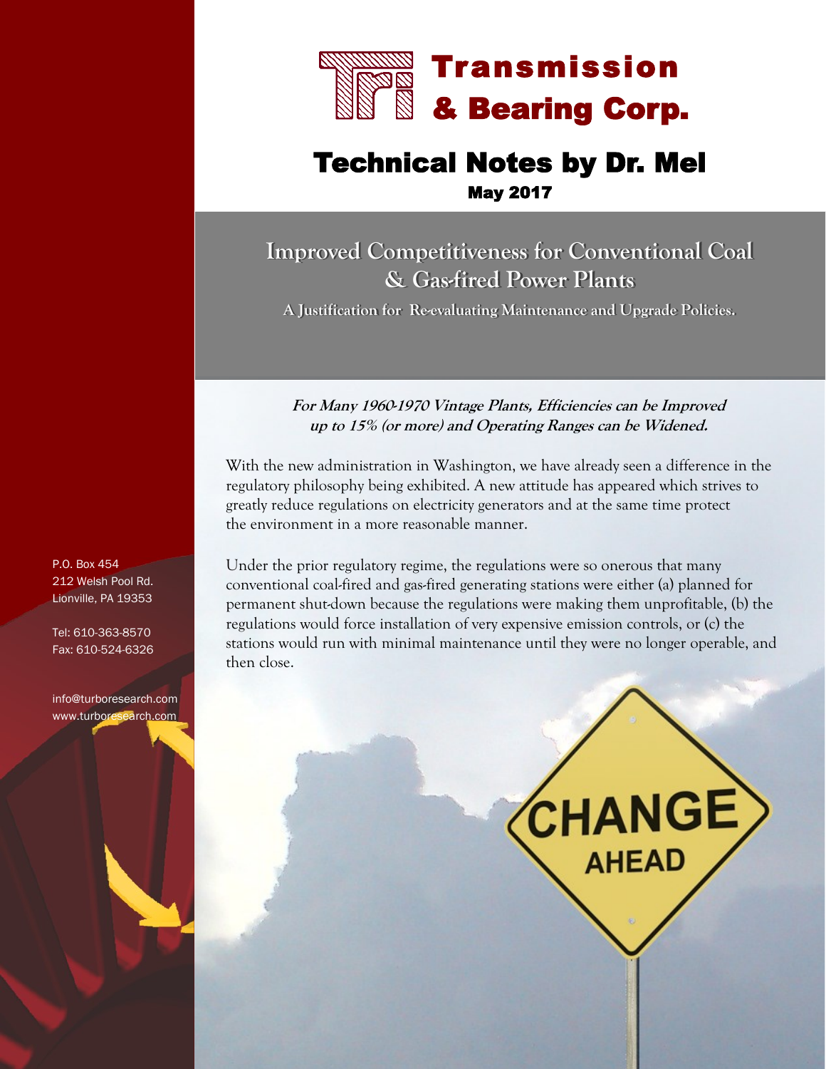# Transmission & Bearing Corp.

## Technical Notes by Dr. Mel

**May 2017**

## Improved Competitiveness for Conventional Coal & Gas-fired Power Plants

**A Justification for Re-evaluating Maintenance and Upgrade Policies.**

P.O. Box 454
212 Welsh Pool Rd.
Lionville, PA 19353

Tel: 610-363-8570
Fax: 610-524-6326

info@turboresearch.com
www.turboresearch.com

***For Many 1960-1970 Vintage Plants, Efficiencies can be Improved up to 15% (or more) and Operating Ranges can be Widened.***

With the new administration in Washington, we have already seen a difference in the regulatory philosophy being exhibited. A new attitude has appeared which strives to greatly reduce regulations on electricity generators and at the same time protect the environment in a more reasonable manner.

Under the prior regulatory regime, the regulations were so onerous that many conventional coal-fired and gas-fired generating stations were either (a) planned for permanent shut-down because the regulations were making them unprofitable, (b) the regulations would force installation of very expensive emission controls, or (c) the stations would run with minimal maintenance until they were no longer operable, and then close.

CHANGE AHEAD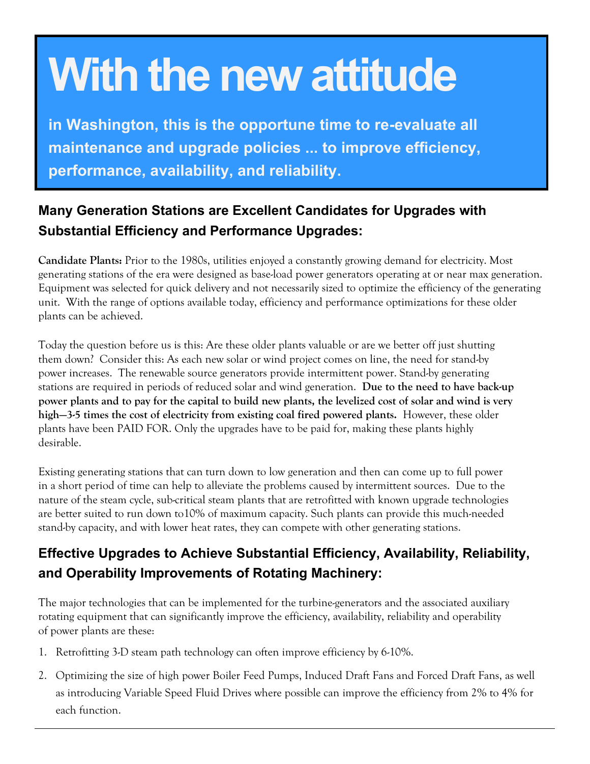# With the new attitude

**in Washington, this is the opportune time to re-evaluate all maintenance and upgrade policies ... to improve efficiency, performance, availability, and reliability.**

## Many Generation Stations are Excellent Candidates for Upgrades with Substantial Efficiency and Performance Upgrades:

**Candidate Plants:** Prior to the 1980s, utilities enjoyed a constantly growing demand for electricity. Most generating stations of the era were designed as base-load power generators operating at or near max generation. Equipment was selected for quick delivery and not necessarily sized to optimize the efficiency of the generating unit. With the range of options available today, efficiency and performance optimizations for these older plants can be achieved.

Today the question before us is this: Are these older plants valuable or are we better off just shutting them down? Consider this: As each new solar or wind project comes on line, the need for stand-by power increases. The renewable source generators provide intermittent power. Stand-by generating stations are required in periods of reduced solar and wind generation. **Due to the need to have back-up power plants and to pay for the capital to build new plants, the levelized cost of solar and wind is very high—3-5 times the cost of electricity from existing coal fired powered plants.** However, these older plants have been PAID FOR. Only the upgrades have to be paid for, making these plants highly desirable.

Existing generating stations that can turn down to low generation and then can come up to full power in a short period of time can help to alleviate the problems caused by intermittent sources. Due to the nature of the steam cycle, sub-critical steam plants that are retrofitted with known upgrade technologies are better suited to run down to10% of maximum capacity. Such plants can provide this much-needed stand-by capacity, and with lower heat rates, they can compete with other generating stations.

## Effective Upgrades to Achieve Substantial Efficiency, Availability, Reliability, and Operability Improvements of Rotating Machinery:

The major technologies that can be implemented for the turbine-generators and the associated auxiliary rotating equipment that can significantly improve the efficiency, availability, reliability and operability of power plants are these:

1. Retrofitting 3-D steam path technology can often improve efficiency by 6-10%.
2. Optimizing the size of high power Boiler Feed Pumps, Induced Draft Fans and Forced Draft Fans, as well as introducing Variable Speed Fluid Drives where possible can improve the efficiency from 2% to 4% for each function.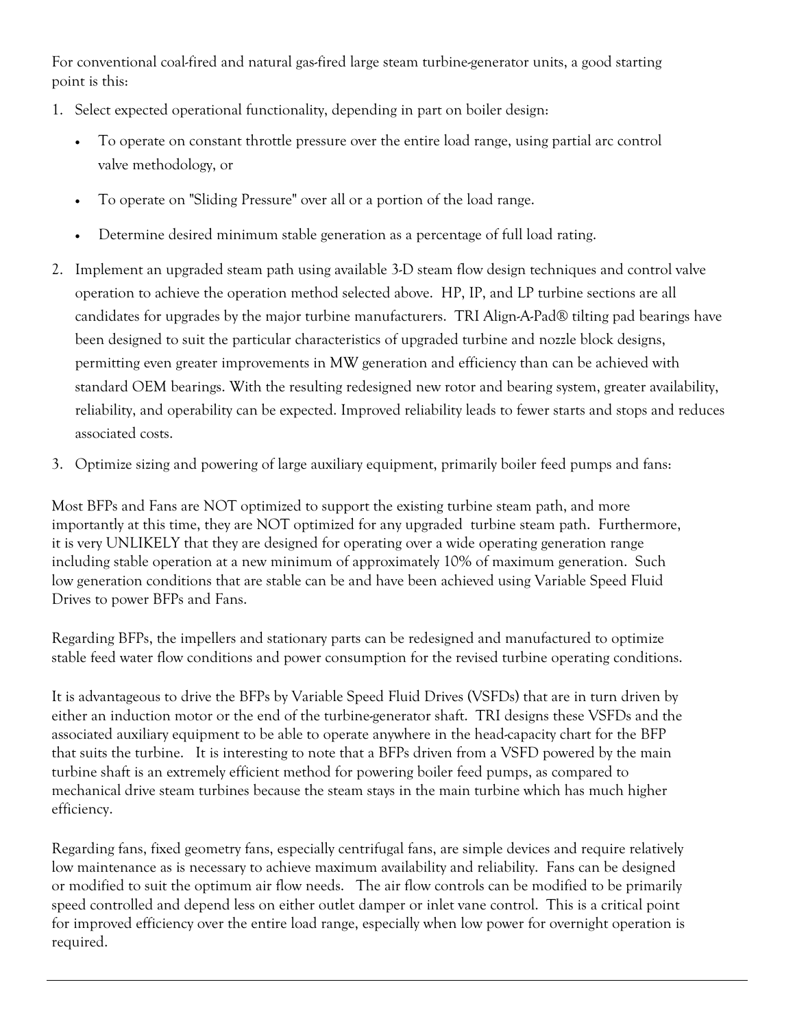For conventional coal-fired and natural gas-fired large steam turbine-generator units, a good starting point is this:

1. Select expected operational functionality, depending in part on boiler design:
   - To operate on constant throttle pressure over the entire load range, using partial arc control valve methodology, or
   - To operate on "Sliding Pressure" over all or a portion of the load range.
   - Determine desired minimum stable generation as a percentage of full load rating.
2. Implement an upgraded steam path using available 3-D steam flow design techniques and control valve operation to achieve the operation method selected above. HP, IP, and LP turbine sections are all candidates for upgrades by the major turbine manufacturers. TRI Align-A-Pad® tilting pad bearings have been designed to suit the particular characteristics of upgraded turbine and nozzle block designs, permitting even greater improvements in MW generation and efficiency than can be achieved with standard OEM bearings. With the resulting redesigned new rotor and bearing system, greater availability, reliability, and operability can be expected. Improved reliability leads to fewer starts and stops and reduces associated costs.
3. Optimize sizing and powering of large auxiliary equipment, primarily boiler feed pumps and fans:

Most BFPs and Fans are NOT optimized to support the existing turbine steam path, and more importantly at this time, they are NOT optimized for any upgraded turbine steam path. Furthermore, it is very UNLIKELY that they are designed for operating over a wide operating generation range including stable operation at a new minimum of approximately 10% of maximum generation. Such low generation conditions that are stable can be and have been achieved using Variable Speed Fluid Drives to power BFPs and Fans.

Regarding BFPs, the impellers and stationary parts can be redesigned and manufactured to optimize stable feed water flow conditions and power consumption for the revised turbine operating conditions.

It is advantageous to drive the BFPs by Variable Speed Fluid Drives (VSFDs) that are in turn driven by either an induction motor or the end of the turbine-generator shaft. TRI designs these VSFDs and the associated auxiliary equipment to be able to operate anywhere in the head-capacity chart for the BFP that suits the turbine. It is interesting to note that a BFPs driven from a VSFD powered by the main turbine shaft is an extremely efficient method for powering boiler feed pumps, as compared to mechanical drive steam turbines because the steam stays in the main turbine which has much higher efficiency.

Regarding fans, fixed geometry fans, especially centrifugal fans, are simple devices and require relatively low maintenance as is necessary to achieve maximum availability and reliability. Fans can be designed or modified to suit the optimum air flow needs. The air flow controls can be modified to be primarily speed controlled and depend less on either outlet damper or inlet vane control. This is a critical point for improved efficiency over the entire load range, especially when low power for overnight operation is required.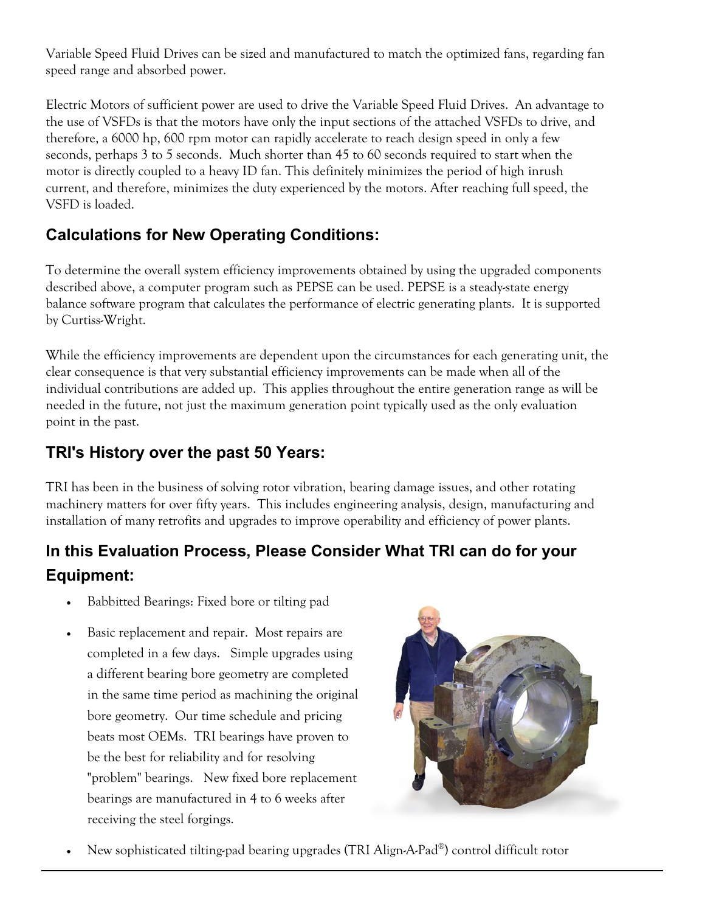Variable Speed Fluid Drives can be sized and manufactured to match the optimized fans, regarding fan speed range and absorbed power.

Electric Motors of sufficient power are used to drive the Variable Speed Fluid Drives. An advantage to the use of VSFDs is that the motors have only the input sections of the attached VSFDs to drive, and therefore, a 6000 hp, 600 rpm motor can rapidly accelerate to reach design speed in only a few seconds, perhaps 3 to 5 seconds. Much shorter than 45 to 60 seconds required to start when the motor is directly coupled to a heavy ID fan. This definitely minimizes the period of high inrush current, and therefore, minimizes the duty experienced by the motors. After reaching full speed, the VSFD is loaded.

## Calculations for New Operating Conditions:

To determine the overall system efficiency improvements obtained by using the upgraded components described above, a computer program such as PEPSE can be used. PEPSE is a steady-state energy balance software program that calculates the performance of electric generating plants. It is supported by Curtiss-Wright.

While the efficiency improvements are dependent upon the circumstances for each generating unit, the clear consequence is that very substantial efficiency improvements can be made when all of the individual contributions are added up. This applies throughout the entire generation range as will be needed in the future, not just the maximum generation point typically used as the only evaluation point in the past.

## TRI's History over the past 50 Years:

TRI has been in the business of solving rotor vibration, bearing damage issues, and other rotating machinery matters for over fifty years. This includes engineering analysis, design, manufacturing and installation of many retrofits and upgrades to improve operability and efficiency of power plants.

## In this Evaluation Process, Please Consider What TRI can do for your Equipment:

- Babbitted Bearings: Fixed bore or tilting pad
- Basic replacement and repair. Most repairs are completed in a few days. Simple upgrades using a different bearing bore geometry are completed in the same time period as machining the original bore geometry. Our time schedule and pricing beats most OEMs. TRI bearings have proven to be the best for reliability and for resolving "problem" bearings. New fixed bore replacement bearings are manufactured in 4 to 6 weeks after receiving the steel forgings.
- New sophisticated tilting-pad bearing upgrades (TRI Align-A-Pad®) control difficult rotor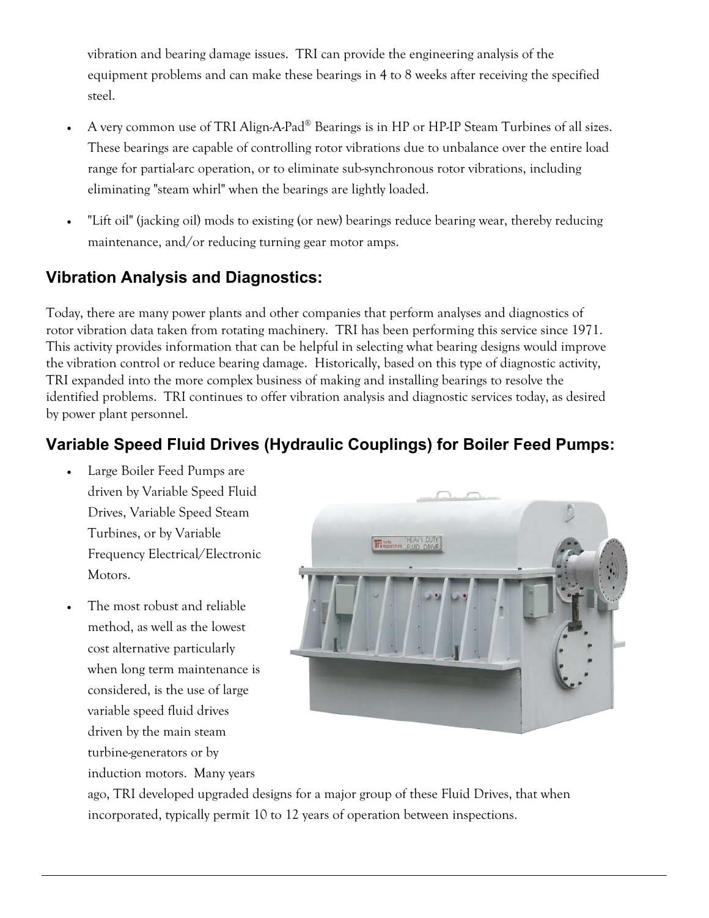vibration and bearing damage issues. TRI can provide the engineering analysis of the equipment problems and can make these bearings in 4 to 8 weeks after receiving the specified steel.

- A very common use of TRI Align-A-Pad® Bearings is in HP or HP-IP Steam Turbines of all sizes. These bearings are capable of controlling rotor vibrations due to unbalance over the entire load range for partial-arc operation, or to eliminate sub-synchronous rotor vibrations, including eliminating "steam whirl" when the bearings are lightly loaded.
- "Lift oil" (jacking oil) mods to existing (or new) bearings reduce bearing wear, thereby reducing maintenance, and/or reducing turning gear motor amps.

## Vibration Analysis and Diagnostics:

Today, there are many power plants and other companies that perform analyses and diagnostics of rotor vibration data taken from rotating machinery. TRI has been performing this service since 1971. This activity provides information that can be helpful in selecting what bearing designs would improve the vibration control or reduce bearing damage. Historically, based on this type of diagnostic activity, TRI expanded into the more complex business of making and installing bearings to resolve the identified problems. TRI continues to offer vibration analysis and diagnostic services today, as desired by power plant personnel.

## Variable Speed Fluid Drives (Hydraulic Couplings) for Boiler Feed Pumps:

- Large Boiler Feed Pumps are driven by Variable Speed Fluid Drives, Variable Speed Steam Turbines, or by Variable Frequency Electrical/Electronic Motors.
- The most robust and reliable method, as well as the lowest cost alternative particularly when long term maintenance is considered, is the use of large variable speed fluid drives driven by the main steam turbine-generators or by induction motors. Many years ago, TRI developed upgraded designs for a major group of these Fluid Drives, that when incorporated, typically permit 10 to 12 years of operation between inspections.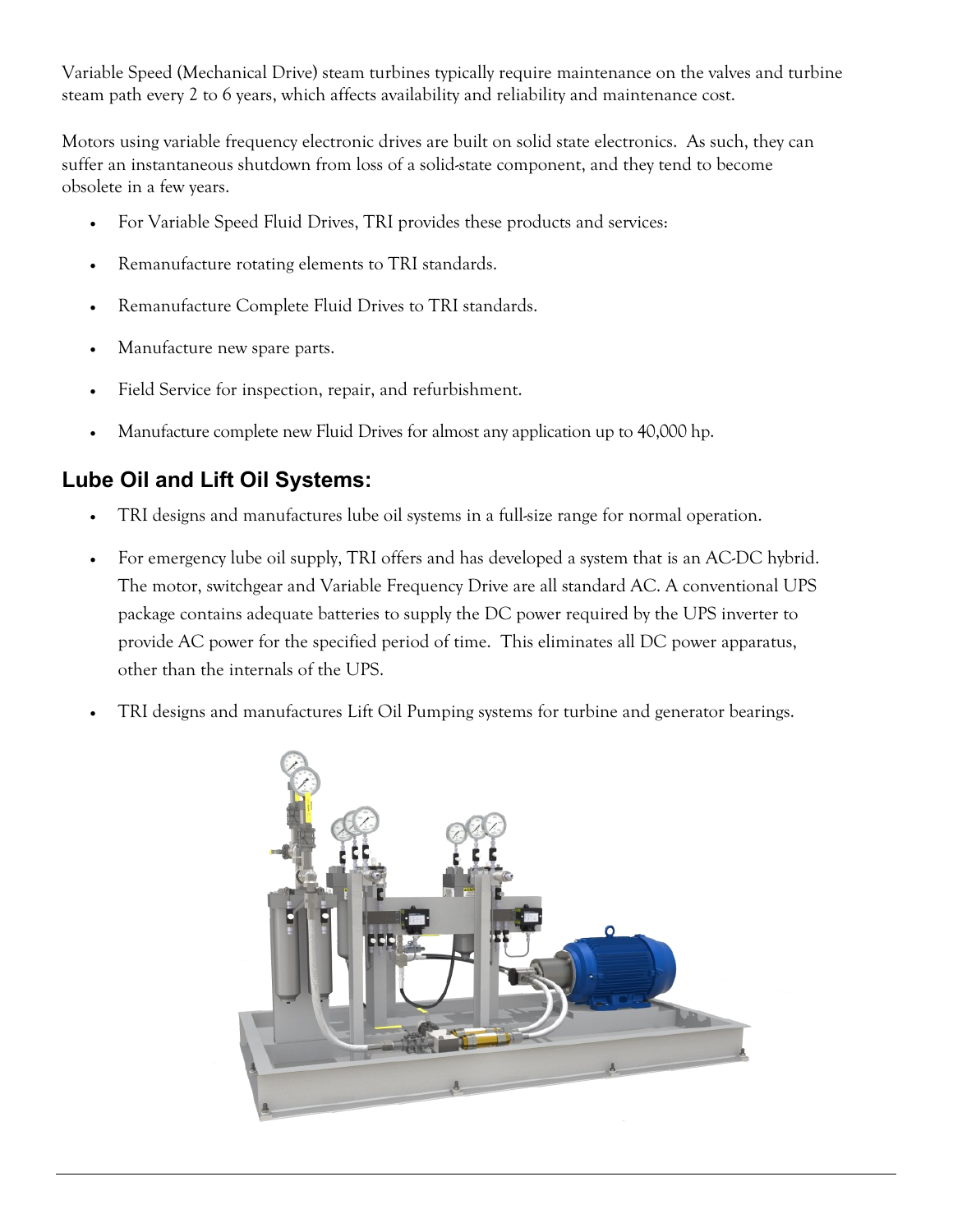Variable Speed (Mechanical Drive) steam turbines typically require maintenance on the valves and turbine steam path every 2 to 6 years, which affects availability and reliability and maintenance cost.

Motors using variable frequency electronic drives are built on solid state electronics. As such, they can suffer an instantaneous shutdown from loss of a solid-state component, and they tend to become obsolete in a few years.

- For Variable Speed Fluid Drives, TRI provides these products and services:
- Remanufacture rotating elements to TRI standards.
- Remanufacture Complete Fluid Drives to TRI standards.
- Manufacture new spare parts.
- Field Service for inspection, repair, and refurbishment.
- Manufacture complete new Fluid Drives for almost any application up to 40,000 hp.

## Lube Oil and Lift Oil Systems:

- TRI designs and manufactures lube oil systems in a full-size range for normal operation.
- For emergency lube oil supply, TRI offers and has developed a system that is an AC-DC hybrid. The motor, switchgear and Variable Frequency Drive are all standard AC. A conventional UPS package contains adequate batteries to supply the DC power required by the UPS inverter to provide AC power for the specified period of time. This eliminates all DC power apparatus, other than the internals of the UPS.
- TRI designs and manufactures Lift Oil Pumping systems for turbine and generator bearings.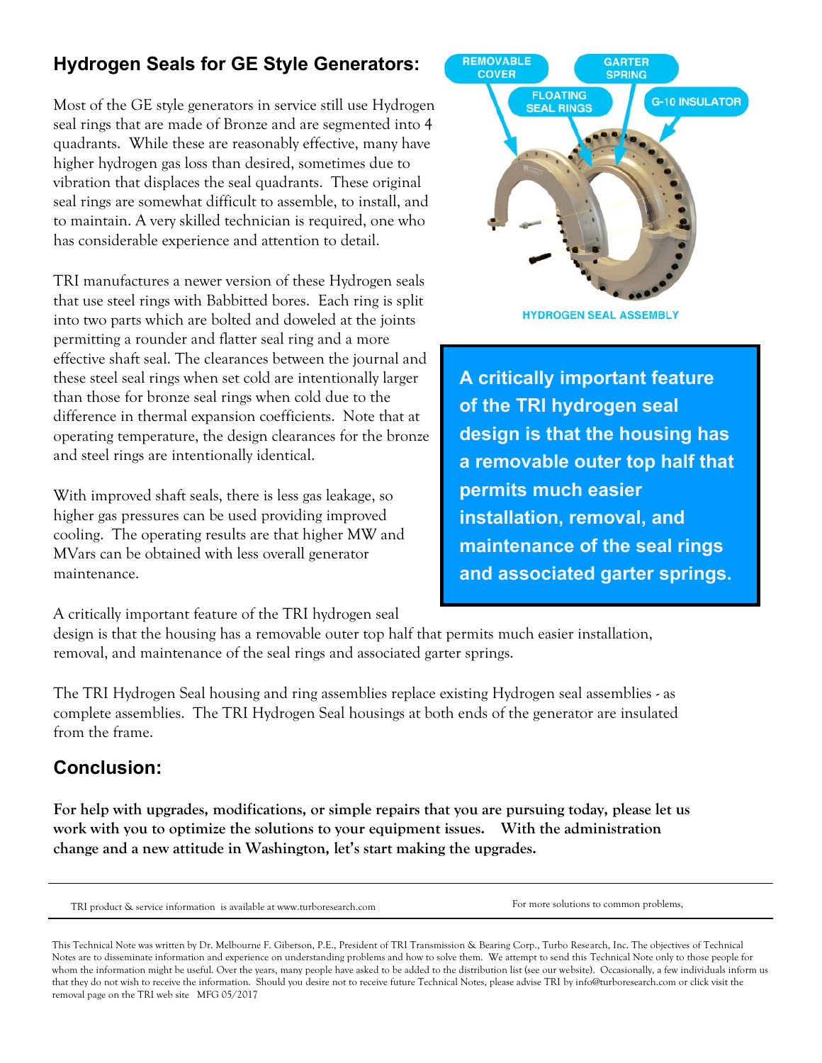## Hydrogen Seals for GE Style Generators:

Most of the GE style generators in service still use Hydrogen seal rings that are made of Bronze and are segmented into 4 quadrants. While these are reasonably effective, many have higher hydrogen gas loss than desired, sometimes due to vibration that displaces the seal quadrants. These original seal rings are somewhat difficult to assemble, to install, and to maintain. A very skilled technician is required, one who has considerable experience and attention to detail.

TRI manufactures a newer version of these Hydrogen seals that use steel rings with Babbitted bores. Each ring is split into two parts which are bolted and doweled at the joints permitting a rounder and flatter seal ring and a more effective shaft seal. The clearances between the journal and these steel seal rings when set cold are intentionally larger than those for bronze seal rings when cold due to the difference in thermal expansion coefficients. Note that at operating temperature, the design clearances for the bronze and steel rings are intentionally identical.

With improved shaft seals, there is less gas leakage, so higher gas pressures can be used providing improved cooling. The operating results are that higher MW and MVars can be obtained with less overall generator maintenance.

REMOVABLE COVER

GARTER SPRING

FLOATING SEAL RINGS

G-10 INSULATOR

HYDROGEN SEAL ASSEMBLY

**A critically important feature of the TRI hydrogen seal design is that the housing has a removable outer top half that permits much easier installation, removal, and maintenance of the seal rings and associated garter springs.**

A critically important feature of the TRI hydrogen seal design is that the housing has a removable outer top half that permits much easier installation, removal, and maintenance of the seal rings and associated garter springs.

The TRI Hydrogen Seal housing and ring assemblies replace existing Hydrogen seal assemblies - as complete assemblies. The TRI Hydrogen Seal housings at both ends of the generator are insulated from the frame.

## Conclusion:

**For help with upgrades, modifications, or simple repairs that you are pursuing today, please let us work with you to optimize the solutions to your equipment issues. With the administration change and a new attitude in Washington, let's start making the upgrades.**

TRI product & service information is available at www.turboresearch.com

For more solutions to common problems,

This Technical Note was written by Dr. Melbourne F. Giberson, P.E., President of TRI Transmission & Bearing Corp., Turbo Research, Inc. The objectives of Technical Notes are to disseminate information and experience on understanding problems and how to solve them. We attempt to send this Technical Note only to those people for whom the information might be useful. Over the years, many people have asked to be added to the distribution list (see our website). Occasionally, a few individuals inform us that they do not wish to receive the information. Should you desire not to receive future Technical Notes, please advise TRI by info@turboresearch.com or click visit the removal page on the TRI web site MFG 05/2017